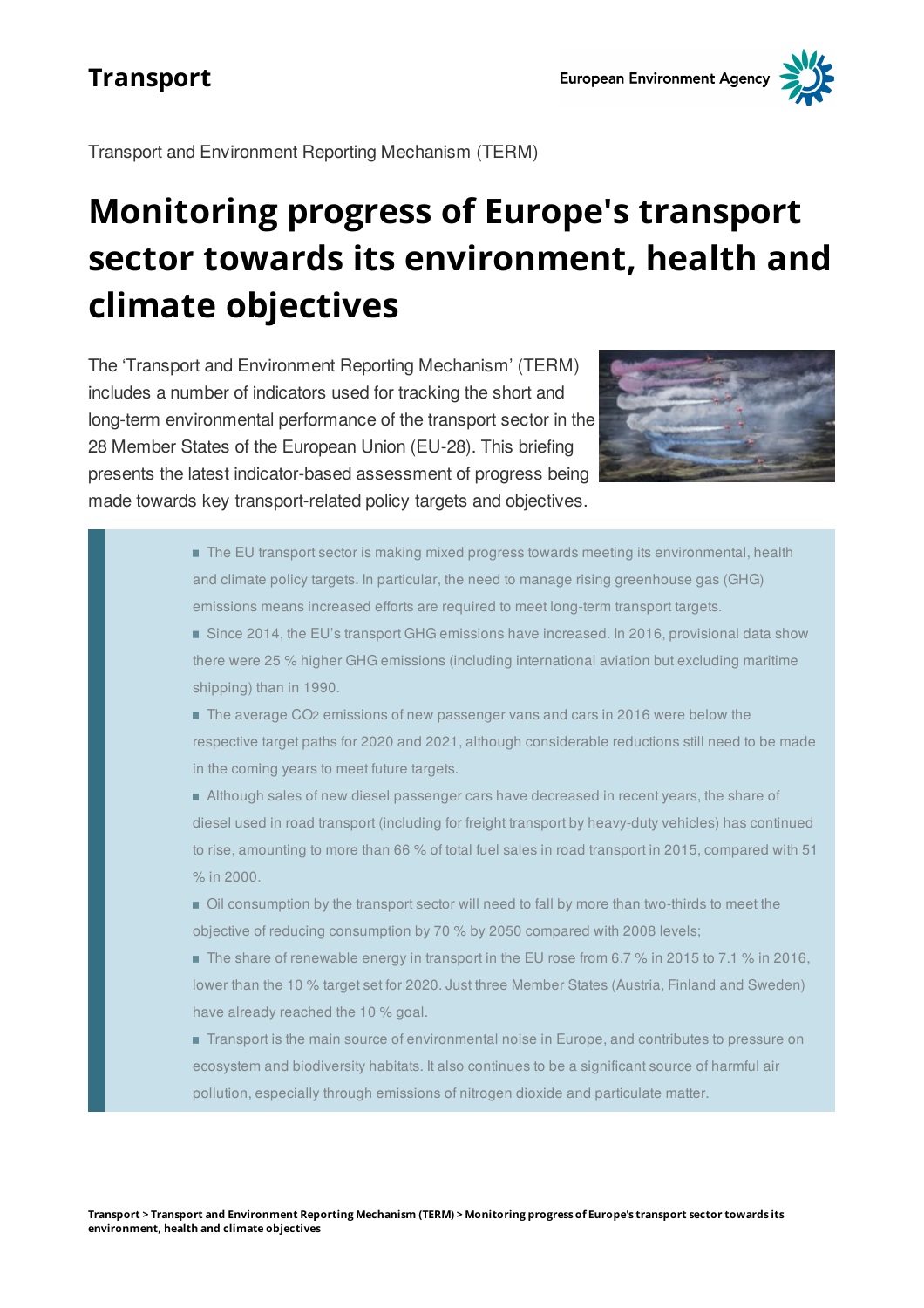Transport

Transport and Environment Reporting Mechanism (TERM)

# Monitoring progress of Europe's transport sector towards its environment, health and climate objectives

The 'Transport and Environment Reporting Mechanism' (TERM) includes a number of indicators used for tracking the short and long-term environmental performance of the transport sector in the 28 Member States of the European Union (EU-28). This briefing presents the latest indicator-based assessment of progress being made towards key transport-related policy targets and objectives.

- The EU transport sector is making mixed progress towards meeting its environmental, health and climate policy targets. In particular, the need to manage rising greenhouse gas (GHG) emissions means increased efforts are required to meet long-term transport targets.
- Since 2014, the EU's transport GHG emissions have increased. In 2016, provisional data show there were 25 % higher GHG emissions (including international aviation but excluding maritime shipping) than in 1990.
- The average $CO_2$ emissions of new passenger vans and cars in 2016 were below the respective target paths for 2020 and 2021, although considerable reductions still need to be made in the coming years to meet future targets.
- Although sales of new diesel passenger cars have decreased in recent years, the share of diesel used in road transport (including for freight transport by heavy-duty vehicles) has continued to rise, amounting to more than 66 % of total fuel sales in road transport in 2015, compared with 51 % in 2000.
- Oil consumption by the transport sector will need to fall by more than two-thirds to meet the objective of reducing consumption by 70 % by 2050 compared with 2008 levels;
- The share of renewable energy in transport in the EU rose from 6.7 % in 2015 to 7.1 % in 2016, lower than the 10 % target set for 2020. Just three Member States (Austria, Finland and Sweden) have already reached the 10 % goal.
- Transport is the main source of environmental noise in Europe, and contributes to pressure on ecosystem and biodiversity habitats. It also continues to be a significant source of harmful air pollution, especially through emissions of nitrogen dioxide and particulate matter.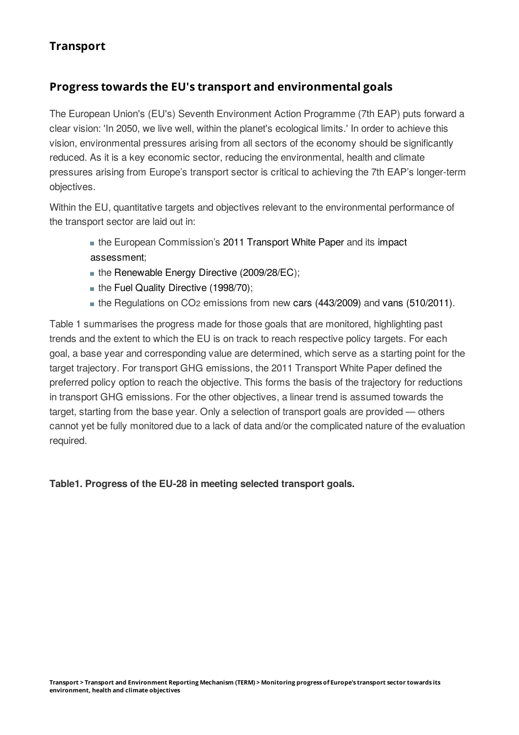## Transport

### Progress towards the EU's transport and environmental goals

The European Union's (EU's) Seventh Environment Action Programme (7th EAP) puts forward a clear vision: 'In 2050, we live well, within the planet's ecological limits.' In order to achieve this vision, environmental pressures arising from all sectors of the economy should be significantly reduced. As it is a key economic sector, reducing the environmental, health and climate pressures arising from Europe's transport sector is critical to achieving the 7th EAP's longer-term objectives.

Within the EU, quantitative targets and objectives relevant to the environmental performance of the transport sector are laid out in:

- the European Commission's 2011 Transport White Paper and its impact assessment;
- the Renewable Energy Directive (2009/28/EC);
- the Fuel Quality Directive (1998/70);
- the Regulations on $CO_2$ emissions from new cars (443/2009) and vans (510/2011).

Table 1 summarises the progress made for those goals that are monitored, highlighting past trends and the extent to which the EU is on track to reach respective policy targets. For each goal, a base year and corresponding value are determined, which serve as a starting point for the target trajectory. For transport GHG emissions, the 2011 Transport White Paper defined the preferred policy option to reach the objective. This forms the basis of the trajectory for reductions in transport GHG emissions. For the other objectives, a linear trend is assumed towards the target, starting from the base year. Only a selection of transport goals are provided — others cannot yet be fully monitored due to a lack of data and/or the complicated nature of the evaluation required.

**Table1. Progress of the EU-28 in meeting selected transport goals.**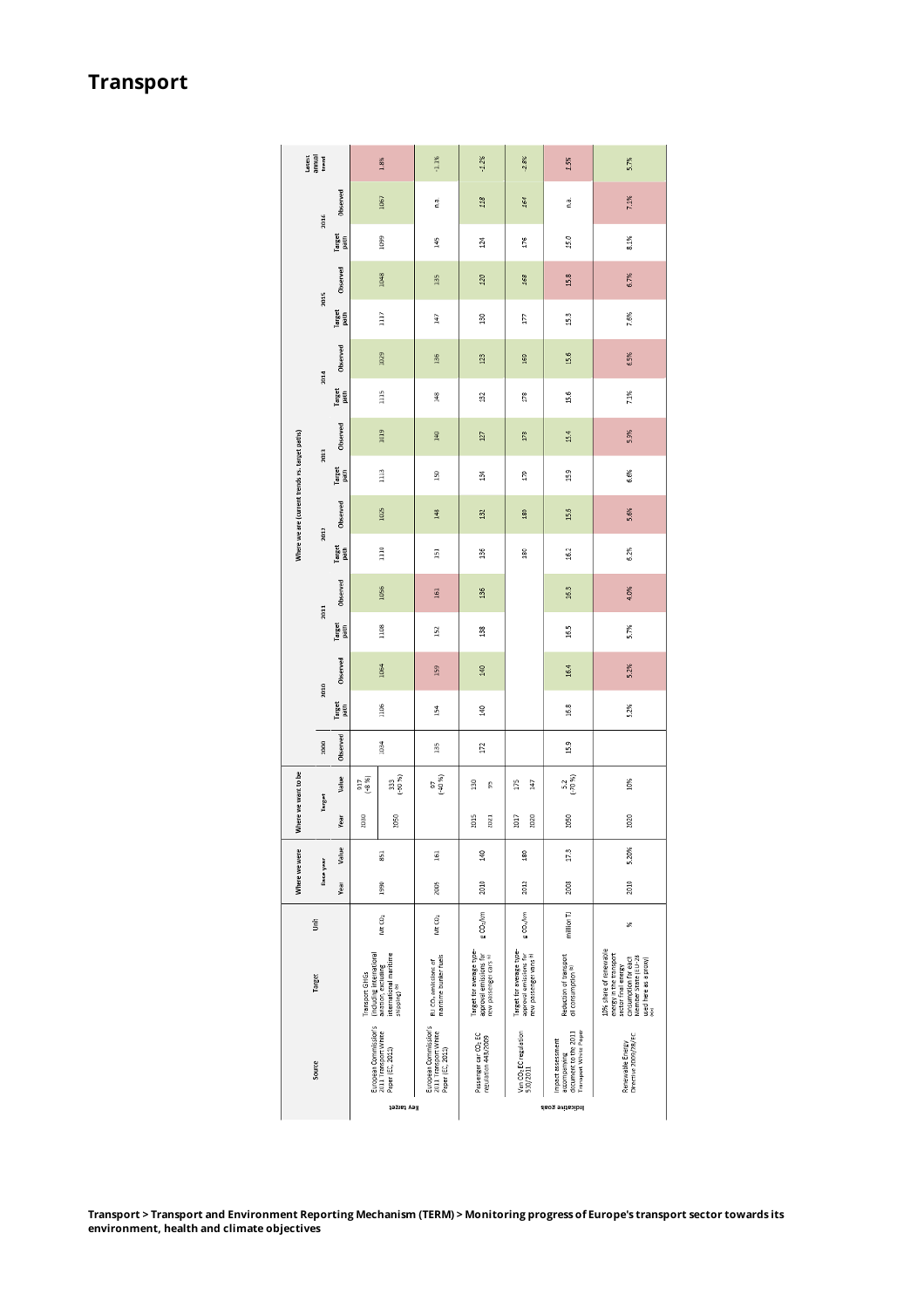# Transport

| | Source | Target | Unit | Where we were: Base year – Year | Where we were: Base year – Value | Where we want to be: Target – Year | Where we want to be: Target – Value | 2000 Observed | 2010 Target path | 2010 Observed | 2011 Target path | 2011 Observed | 2012 Target path | 2012 Observed | 2013 Target path | 2013 Observed | 2014 Target path | 2014 Observed | 2015 Target path | 2015 Observed | 2016 Target path | 2016 Observed | Latest annual trend |
|---|---|---|---|---|---|---|---|---|---|---|---|---|---|---|---|---|---|---|---|---|---|---|---|
| Key target | European Commission's 2011 Transport White Paper (EC, 2011) | Transport GHGs (including international aviation, excluding international maritime shipping) [a] | Mt $CO_2$ | 1990 | 851 | 2030 / 2050 | 917 (+8 %) / 383 (-60 %) | 1034 | 1106 | 1064 | 1108 | 1056 | 1110 | 1025 | 1113 | 1019 | 1115 | 1029 | 1117 | 1048 | 1099 | 1067 | 1.8% |
| Key target | European Commission's 2011 Transport White Paper (EC, 2011) | EU $CO_2$ emissions of maritime bunker fuels | Mt $CO_2$ | 2005 | 161 | | 97 (-40 %) | 135 | 154 | 159 | 152 | 161 | 151 | 148 | 150 | 140 | 148 | 136 | 147 | 135 | 145 | n.a. | -1.1% |
| Indicative goals | Passenger car $CO_2$ EC regulation 443/2009 | Target for average type-approval emissions for new passenger cars [b] | g $CO_2$/km | 2010 | 140 | 2015 / 2021 | 130 / 95 | 172 | 140 | 140 | 138 | 136 | 136 | 132 | 134 | 127 | 132 | 123 | 130 | 120 | 124 | 118 | -1.2% |
| Indicative goals | Van $CO_2$ EC regulation 510/2011 | Target for average type-approval emissions for new passenger vans [b] | g $CO_2$/km | 2012 | 180 | 2017 / 2020 | 175 / 147 | | | | | | 180 | 180 | 179 | 173 | 178 | 169 | 177 | 168 | 176 | 164 | -2.8% |
| Indicative goals | Impact assessment accompanying document to the 2011 Transport White Paper | Reduction of transport oil consumption [c] | million TJ | 2008 | 17.3 | 2050 | 5.2 (-70 %) | 15.9 | 16.8 | 16.4 | 16.5 | 16.3 | 16.2 | 15.6 | 15.9 | 15.4 | 15.6 | 15.6 | 15.3 | 15.8 | 15.0 | n.a. | 1.5% |
| Indicative goals | Renewable Energy Directive 2009/28/EC | 10% share of renewable energy in the transport sector final energy consumption for each Member State (EU-28 used here as a proxy) [d] | % | 2010 | 5.20% | 2020 | 10% | | 5.2% | 5.2% | 5.7% | 4.0% | 6.2% | 5.6% | 6.6% | 5.9% | 7.1% | 6.5% | 7.6% | 6.7% | 8.1% | 7.1% | 5.7% |

Transport > Transport and Environment Reporting Mechanism (TERM) > Monitoring progress of Europe's transport sector towards its environment, health and climate objectives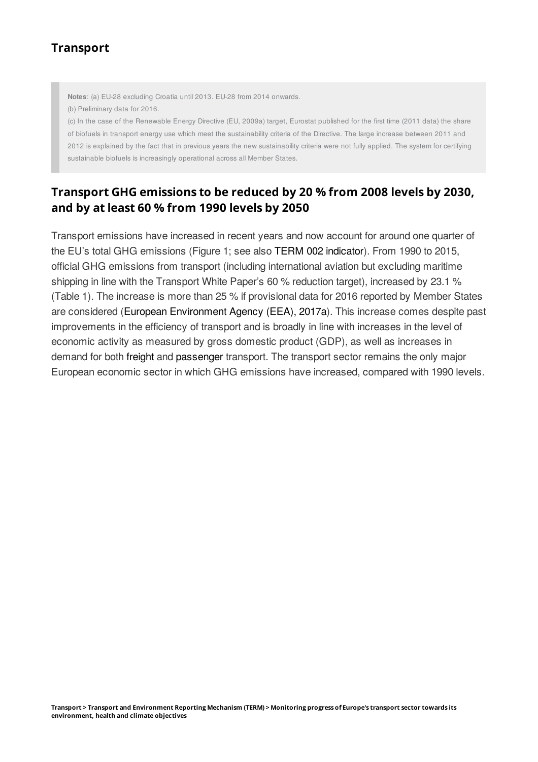**Notes**: (a) EU-28 excluding Croatia until 2013. EU-28 from 2014 onwards.

(b) Preliminary data for 2016.

(c) In the case of the Renewable Energy Directive (EU, 2009a) target, Eurostat published for the first time (2011 data) the share of biofuels in transport energy use which meet the sustainability criteria of the Directive. The large increase between 2011 and 2012 is explained by the fact that in previous years the new sustainability criteria were not fully applied. The system for certifying sustainable biofuels is increasingly operational across all Member States.

## Transport GHG emissions to be reduced by 20 % from 2008 levels by 2030, and by at least 60 % from 1990 levels by 2050

Transport emissions have increased in recent years and now account for around one quarter of the EU's total GHG emissions (Figure 1; see also TERM 002 indicator). From 1990 to 2015, official GHG emissions from transport (including international aviation but excluding maritime shipping in line with the Transport White Paper's 60 % reduction target), increased by 23.1 % (Table 1). The increase is more than 25 % if provisional data for 2016 reported by Member States are considered (European Environment Agency (EEA), 2017a). This increase comes despite past improvements in the efficiency of transport and is broadly in line with increases in the level of economic activity as measured by gross domestic product (GDP), as well as increases in demand for both freight and passenger transport. The transport sector remains the only major European economic sector in which GHG emissions have increased, compared with 1990 levels.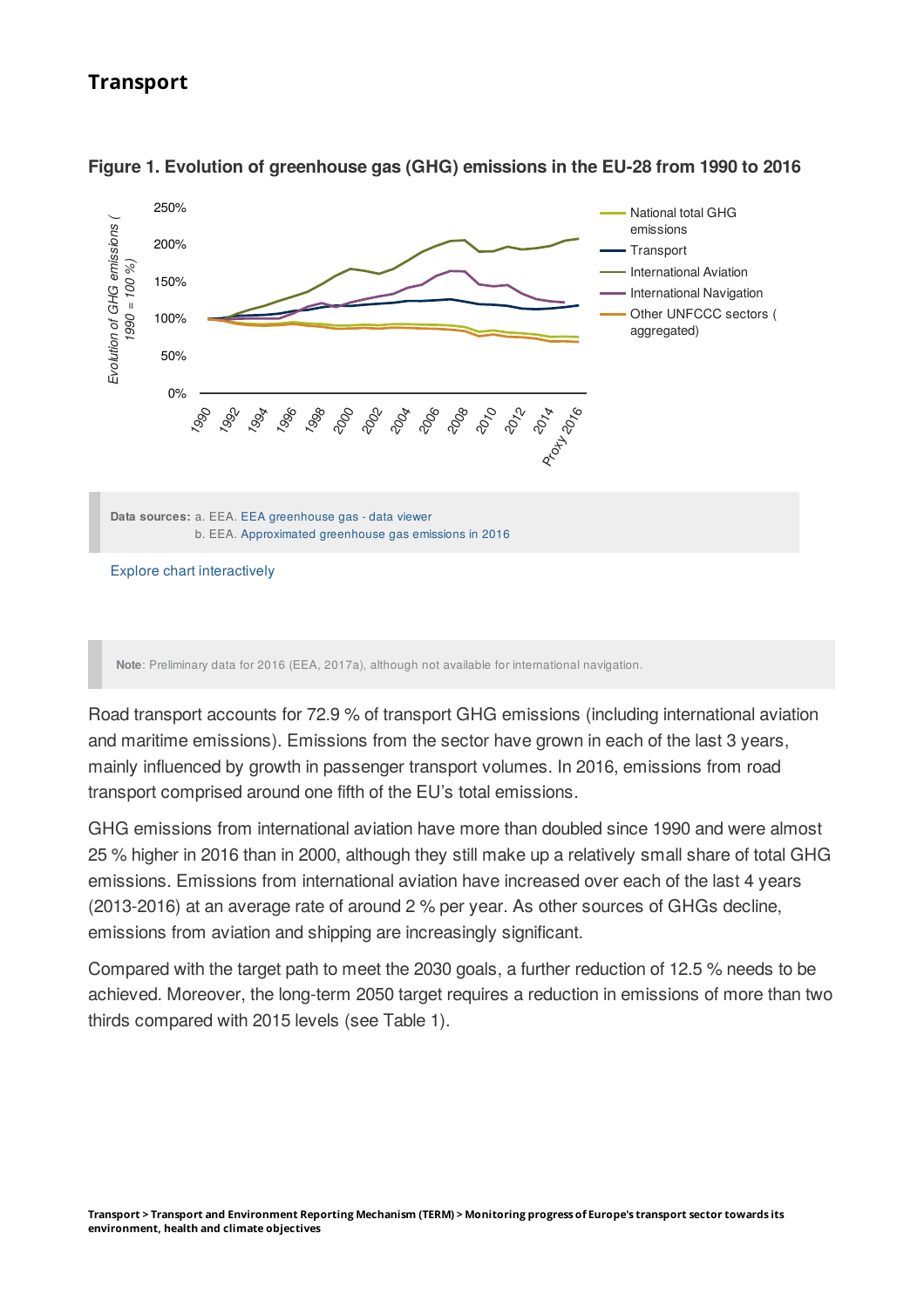## Transport

**Figure 1. Evolution of greenhouse gas (GHG) emissions in the EU-28 from 1990 to 2016**

**Data sources:** a. EEA. EEA greenhouse gas - data viewer
b. EEA. Approximated greenhouse gas emissions in 2016

Explore chart interactively

**Note**: Preliminary data for 2016 (EEA, 2017a), although not available for international navigation.

Road transport accounts for 72.9 % of transport GHG emissions (including international aviation and maritime emissions). Emissions from the sector have grown in each of the last 3 years, mainly influenced by growth in passenger transport volumes. In 2016, emissions from road transport comprised around one fifth of the EU's total emissions.

GHG emissions from international aviation have more than doubled since 1990 and were almost 25 % higher in 2016 than in 2000, although they still make up a relatively small share of total GHG emissions. Emissions from international aviation have increased over each of the last 4 years (2013-2016) at an average rate of around 2 % per year. As other sources of GHGs decline, emissions from aviation and shipping are increasingly significant.

Compared with the target path to meet the 2030 goals, a further reduction of 12.5 % needs to be achieved. Moreover, the long-term 2050 target requires a reduction in emissions of more than two thirds compared with 2015 levels (see Table 1).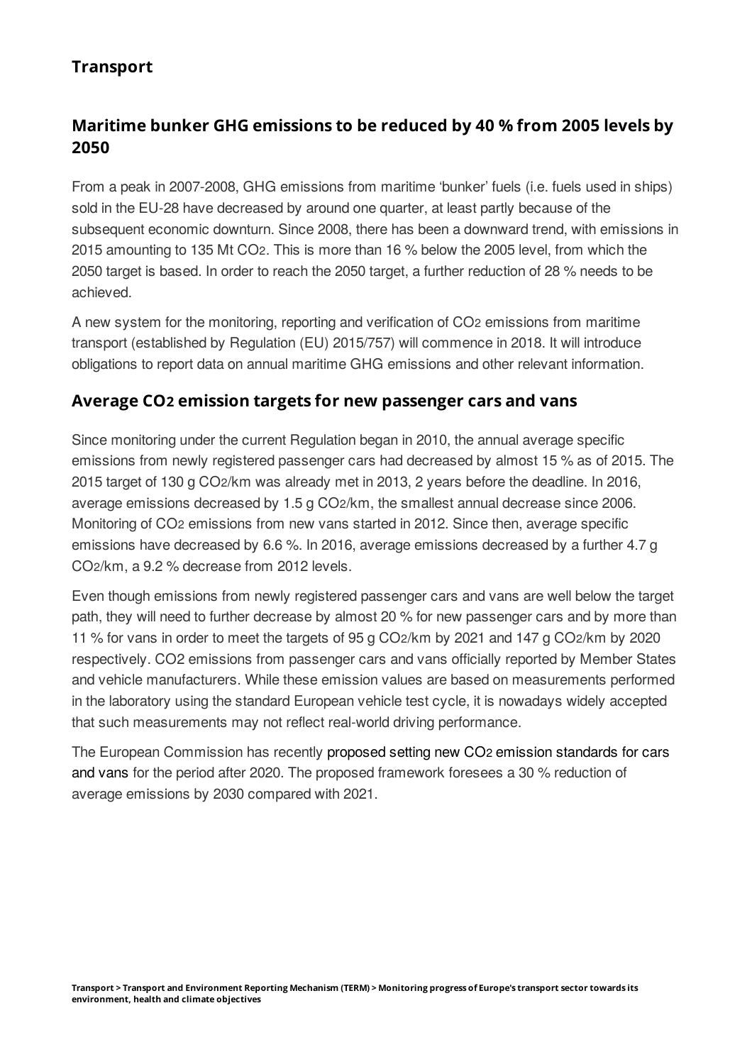## Transport

### Maritime bunker GHG emissions to be reduced by 40 % from 2005 levels by 2050

From a peak in 2007-2008, GHG emissions from maritime 'bunker' fuels (i.e. fuels used in ships) sold in the EU-28 have decreased by around one quarter, at least partly because of the subsequent economic downturn. Since 2008, there has been a downward trend, with emissions in 2015 amounting to 135 Mt $CO_2$. This is more than 16 % below the 2005 level, from which the 2050 target is based. In order to reach the 2050 target, a further reduction of 28 % needs to be achieved.

A new system for the monitoring, reporting and verification of $CO_2$ emissions from maritime transport (established by Regulation (EU) 2015/757) will commence in 2018. It will introduce obligations to report data on annual maritime GHG emissions and other relevant information.

### Average $CO_2$ emission targets for new passenger cars and vans

Since monitoring under the current Regulation began in 2010, the annual average specific emissions from newly registered passenger cars had decreased by almost 15 % as of 2015. The 2015 target of 130 g $CO_2$/km was already met in 2013, 2 years before the deadline. In 2016, average emissions decreased by 1.5 g $CO_2$/km, the smallest annual decrease since 2006. Monitoring of $CO_2$ emissions from new vans started in 2012. Since then, average specific emissions have decreased by 6.6 %. In 2016, average emissions decreased by a further 4.7 g $CO_2$/km, a 9.2 % decrease from 2012 levels.

Even though emissions from newly registered passenger cars and vans are well below the target path, they will need to further decrease by almost 20 % for new passenger cars and by more than 11 % for vans in order to meet the targets of 95 g $CO_2$/km by 2021 and 147 g $CO_2$/km by 2020 respectively. CO2 emissions from passenger cars and vans officially reported by Member States and vehicle manufacturers. While these emission values are based on measurements performed in the laboratory using the standard European vehicle test cycle, it is nowadays widely accepted that such measurements may not reflect real-world driving performance.

The European Commission has recently proposed setting new $CO_2$ emission standards for cars and vans for the period after 2020. The proposed framework foresees a 30 % reduction of average emissions by 2030 compared with 2021.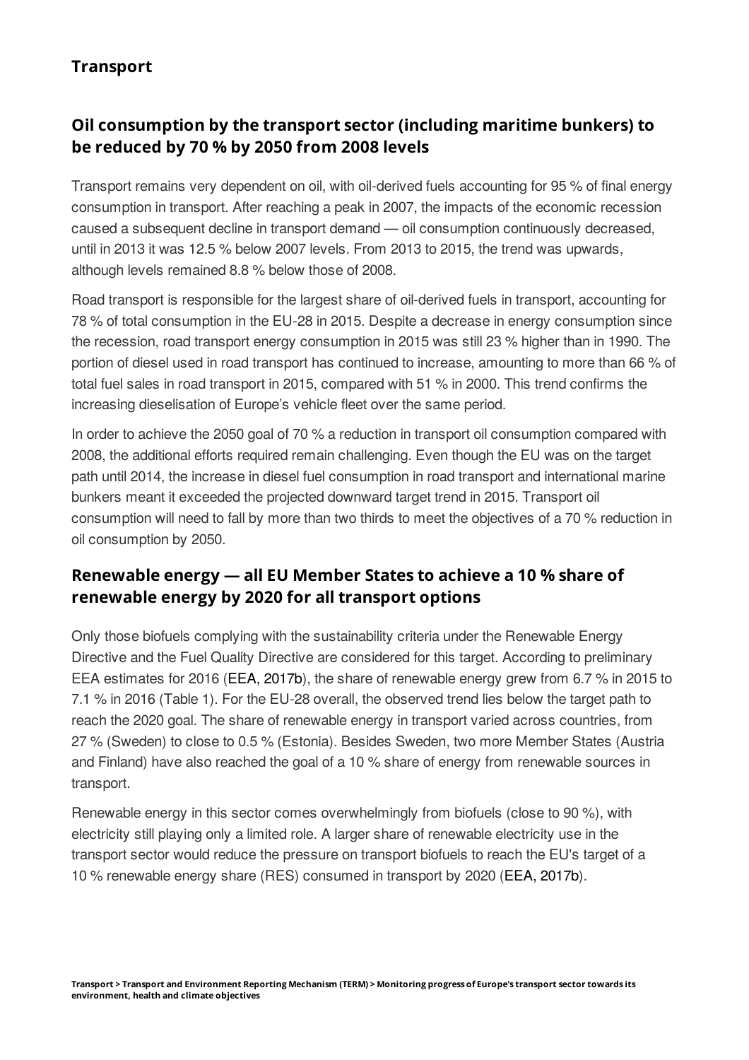## Transport

### Oil consumption by the transport sector (including maritime bunkers) to be reduced by 70 % by 2050 from 2008 levels

Transport remains very dependent on oil, with oil-derived fuels accounting for 95 % of final energy consumption in transport. After reaching a peak in 2007, the impacts of the economic recession caused a subsequent decline in transport demand — oil consumption continuously decreased, until in 2013 it was 12.5 % below 2007 levels. From 2013 to 2015, the trend was upwards, although levels remained 8.8 % below those of 2008.

Road transport is responsible for the largest share of oil-derived fuels in transport, accounting for 78 % of total consumption in the EU-28 in 2015. Despite a decrease in energy consumption since the recession, road transport energy consumption in 2015 was still 23 % higher than in 1990. The portion of diesel used in road transport has continued to increase, amounting to more than 66 % of total fuel sales in road transport in 2015, compared with 51 % in 2000. This trend confirms the increasing dieselisation of Europe's vehicle fleet over the same period.

In order to achieve the 2050 goal of 70 % a reduction in transport oil consumption compared with 2008, the additional efforts required remain challenging. Even though the EU was on the target path until 2014, the increase in diesel fuel consumption in road transport and international marine bunkers meant it exceeded the projected downward target trend in 2015. Transport oil consumption will need to fall by more than two thirds to meet the objectives of a 70 % reduction in oil consumption by 2050.

### Renewable energy — all EU Member States to achieve a 10 % share of renewable energy by 2020 for all transport options

Only those biofuels complying with the sustainability criteria under the Renewable Energy Directive and the Fuel Quality Directive are considered for this target. According to preliminary EEA estimates for 2016 (EEA, 2017b), the share of renewable energy grew from 6.7 % in 2015 to 7.1 % in 2016 (Table 1). For the EU-28 overall, the observed trend lies below the target path to reach the 2020 goal. The share of renewable energy in transport varied across countries, from 27 % (Sweden) to close to 0.5 % (Estonia). Besides Sweden, two more Member States (Austria and Finland) have also reached the goal of a 10 % share of energy from renewable sources in transport.

Renewable energy in this sector comes overwhelmingly from biofuels (close to 90 %), with electricity still playing only a limited role. A larger share of renewable electricity use in the transport sector would reduce the pressure on transport biofuels to reach the EU's target of a 10 % renewable energy share (RES) consumed in transport by 2020 (EEA, 2017b).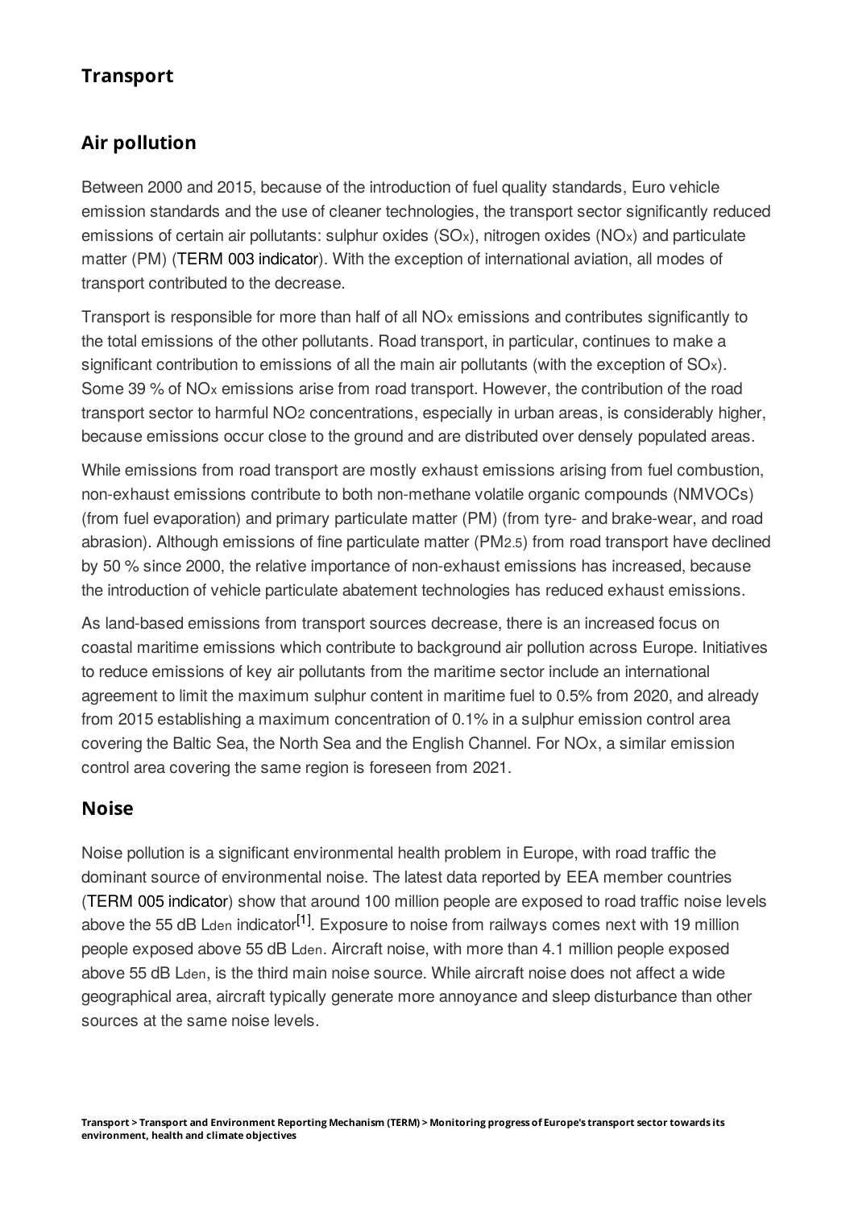## Transport

### Air pollution

Between 2000 and 2015, because of the introduction of fuel quality standards, Euro vehicle emission standards and the use of cleaner technologies, the transport sector significantly reduced emissions of certain air pollutants: sulphur oxides ($SO_x$), nitrogen oxides ($NO_x$) and particulate matter (PM) (TERM 003 indicator). With the exception of international aviation, all modes of transport contributed to the decrease.

Transport is responsible for more than half of all $NO_x$ emissions and contributes significantly to the total emissions of the other pollutants. Road transport, in particular, continues to make a significant contribution to emissions of all the main air pollutants (with the exception of $SO_x$). Some 39 % of $NO_x$ emissions arise from road transport. However, the contribution of the road transport sector to harmful $NO_2$ concentrations, especially in urban areas, is considerably higher, because emissions occur close to the ground and are distributed over densely populated areas.

While emissions from road transport are mostly exhaust emissions arising from fuel combustion, non-exhaust emissions contribute to both non-methane volatile organic compounds (NMVOCs) (from fuel evaporation) and primary particulate matter (PM) (from tyre- and brake-wear, and road abrasion). Although emissions of fine particulate matter ($PM_{2.5}$) from road transport have declined by 50 % since 2000, the relative importance of non-exhaust emissions has increased, because the introduction of vehicle particulate abatement technologies has reduced exhaust emissions.

As land-based emissions from transport sources decrease, there is an increased focus on coastal maritime emissions which contribute to background air pollution across Europe. Initiatives to reduce emissions of key air pollutants from the maritime sector include an international agreement to limit the maximum sulphur content in maritime fuel to 0.5% from 2020, and already from 2015 establishing a maximum concentration of 0.1% in a sulphur emission control area covering the Baltic Sea, the North Sea and the English Channel. For NOx, a similar emission control area covering the same region is foreseen from 2021.

### Noise

Noise pollution is a significant environmental health problem in Europe, with road traffic the dominant source of environmental noise. The latest data reported by EEA member countries (TERM 005 indicator) show that around 100 million people are exposed to road traffic noise levels above the 55 dB $L_{den}$ indicator[1]. Exposure to noise from railways comes next with 19 million people exposed above 55 dB $L_{den}$. Aircraft noise, with more than 4.1 million people exposed above 55 dB $L_{den}$, is the third main noise source. While aircraft noise does not affect a wide geographical area, aircraft typically generate more annoyance and sleep disturbance than other sources at the same noise levels.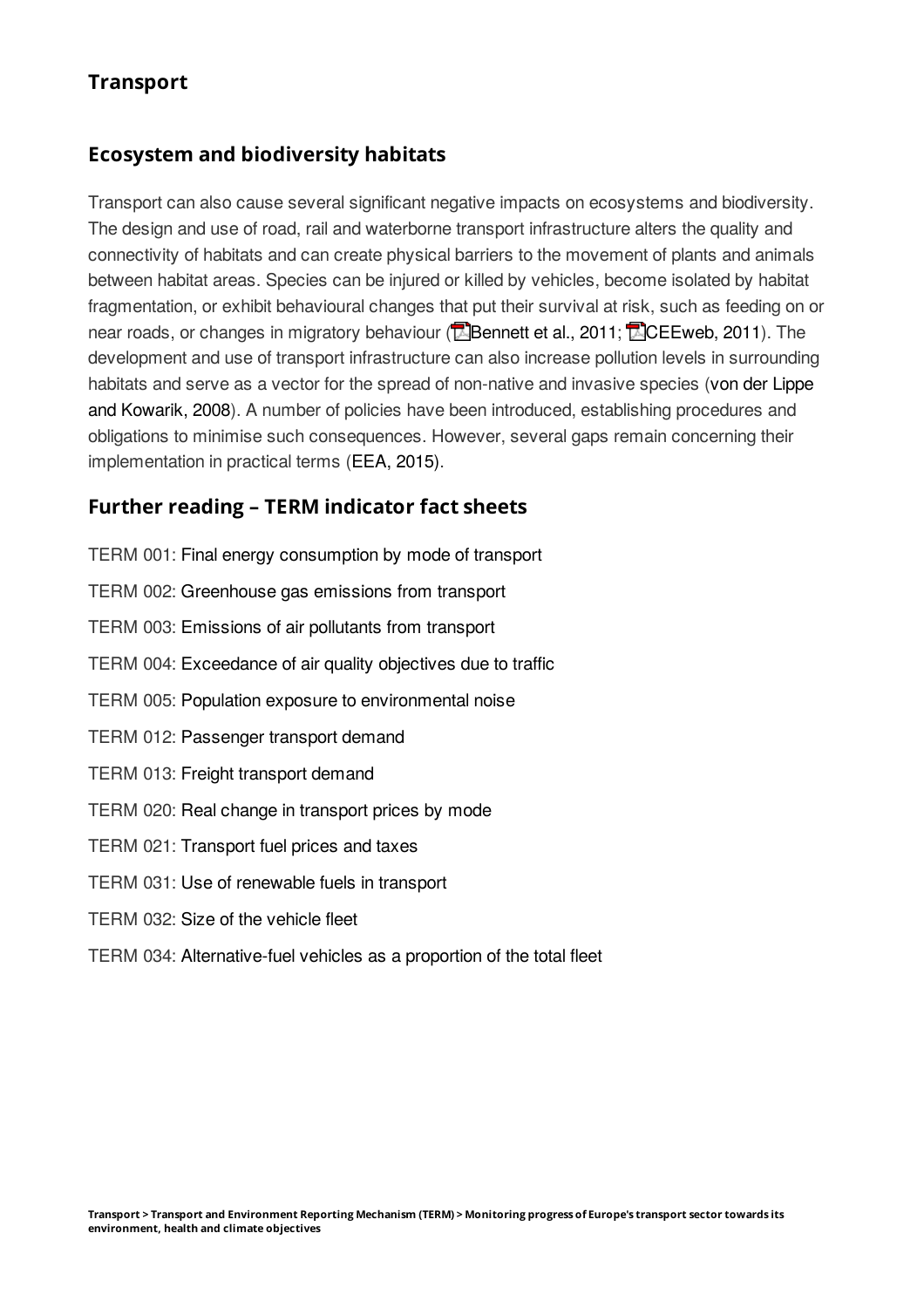## Transport

### Ecosystem and biodiversity habitats

Transport can also cause several significant negative impacts on ecosystems and biodiversity. The design and use of road, rail and waterborne transport infrastructure alters the quality and connectivity of habitats and can create physical barriers to the movement of plants and animals between habitat areas. Species can be injured or killed by vehicles, become isolated by habitat fragmentation, or exhibit behavioural changes that put their survival at risk, such as feeding on or near roads, or changes in migratory behaviour (Bennett et al., 2011; CEEweb, 2011). The development and use of transport infrastructure can also increase pollution levels in surrounding habitats and serve as a vector for the spread of non-native and invasive species (von der Lippe and Kowarik, 2008). A number of policies have been introduced, establishing procedures and obligations to minimise such consequences. However, several gaps remain concerning their implementation in practical terms (EEA, 2015).

### Further reading – TERM indicator fact sheets

TERM 001: Final energy consumption by mode of transport

TERM 002: Greenhouse gas emissions from transport

TERM 003: Emissions of air pollutants from transport

TERM 004: Exceedance of air quality objectives due to traffic

TERM 005: Population exposure to environmental noise

TERM 012: Passenger transport demand

TERM 013: Freight transport demand

TERM 020: Real change in transport prices by mode

TERM 021: Transport fuel prices and taxes

TERM 031: Use of renewable fuels in transport

TERM 032: Size of the vehicle fleet

TERM 034: Alternative-fuel vehicles as a proportion of the total fleet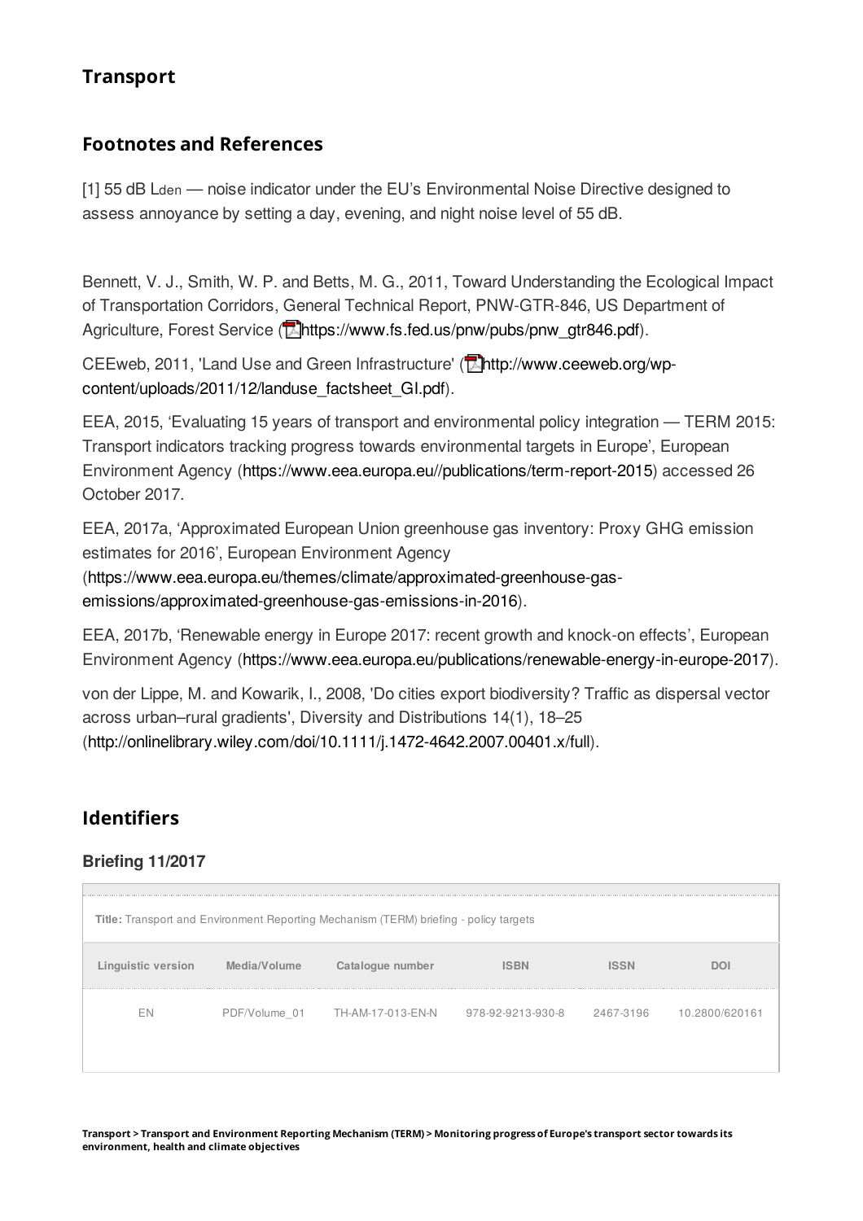## Transport

## Footnotes and References

[1] 55 dB $L_{den}$ — noise indicator under the EU's Environmental Noise Directive designed to assess annoyance by setting a day, evening, and night noise level of 55 dB.

Bennett, V. J., Smith, W. P. and Betts, M. G., 2011, Toward Understanding the Ecological Impact of Transportation Corridors, General Technical Report, PNW-GTR-846, US Department of Agriculture, Forest Service (https://www.fs.fed.us/pnw/pubs/pnw_gtr846.pdf).

CEEweb, 2011, 'Land Use and Green Infrastructure' (http://www.ceeweb.org/wp-content/uploads/2011/12/landuse_factsheet_GI.pdf).

EEA, 2015, 'Evaluating 15 years of transport and environmental policy integration — TERM 2015: Transport indicators tracking progress towards environmental targets in Europe', European Environment Agency (https://www.eea.europa.eu//publications/term-report-2015) accessed 26 October 2017.

EEA, 2017a, 'Approximated European Union greenhouse gas inventory: Proxy GHG emission estimates for 2016', European Environment Agency (https://www.eea.europa.eu/themes/climate/approximated-greenhouse-gas-emissions/approximated-greenhouse-gas-emissions-in-2016).

EEA, 2017b, 'Renewable energy in Europe 2017: recent growth and knock-on effects', European Environment Agency (https://www.eea.europa.eu/publications/renewable-energy-in-europe-2017).

von der Lippe, M. and Kowarik, I., 2008, 'Do cities export biodiversity? Traffic as dispersal vector across urban–rural gradients', Diversity and Distributions 14(1), 18–25 (http://onlinelibrary.wiley.com/doi/10.1111/j.1472-4642.2007.00401.x/full).

## Identifiers

### Briefing 11/2017

**Title:** Transport and Environment Reporting Mechanism (TERM) briefing - policy targets

| Linguistic version | Media/Volume | Catalogue number | ISBN | ISSN | DOI |
|---|---|---|---|---|---|
| EN | PDF/Volume_01 | TH-AM-17-013-EN-N | 978-92-9213-930-8 | 2467-3196 | 10.2800/620161 |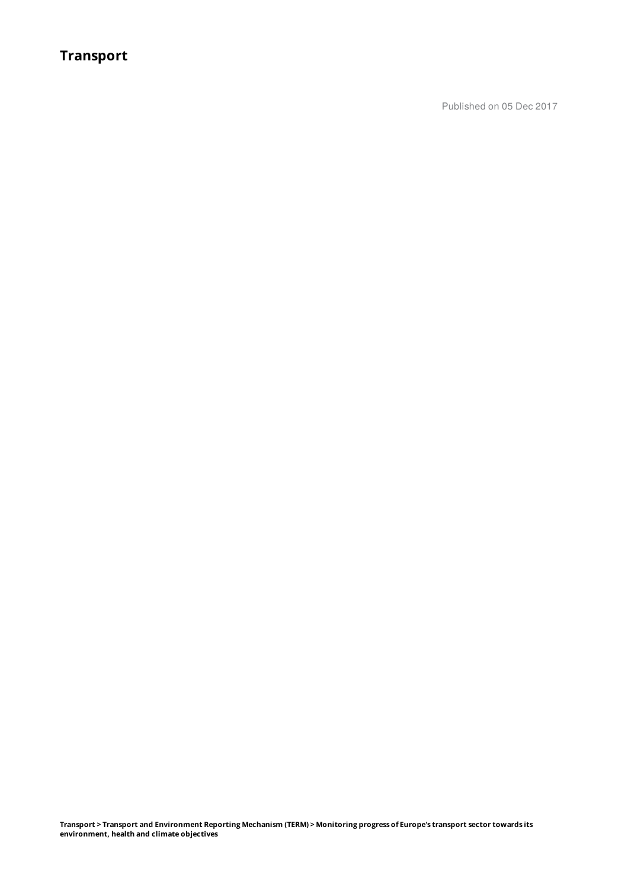# Transport

Published on 05 Dec 2017

**Transport > Transport and Environment Reporting Mechanism (TERM) > Monitoring progress of Europe's transport sector towards its environment, health and climate objectives**